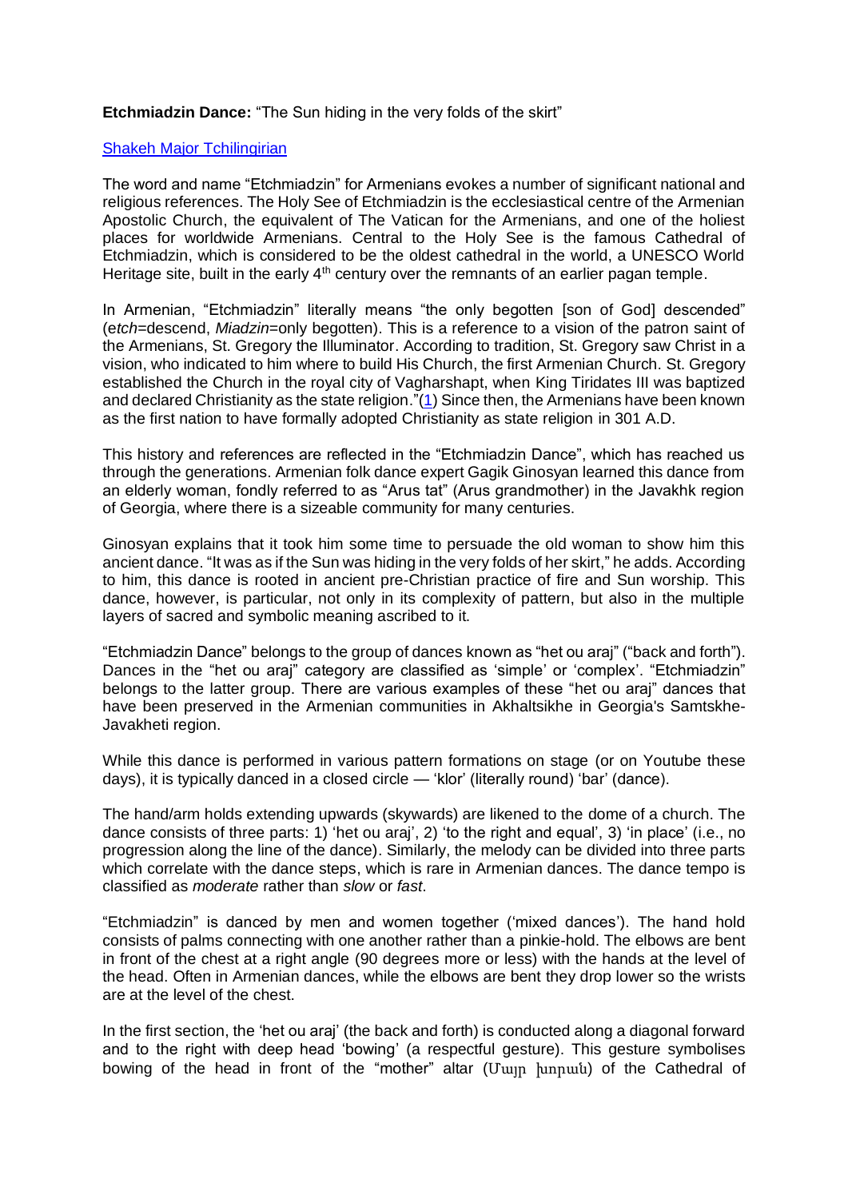**Etchmiadzin Dance:** "The Sun hiding in the very folds of the skirt"

[Shakeh Major Tchilingirian]

The word and name "Etchmiadzin" for Armenians evokes a number of significant national and religious references. The Holy See of Etchmiadzin is the ecclesiastical centre of the Armenian Apostolic Church, the equivalent of The Vatican for the Armenians, and one of the holiest places for worldwide Armenians. Central to the Holy See is the famous Cathedral of Etchmiadzin, which is considered to be the oldest cathedral in the world, a UNESCO World Heritage site, built in the early 4th century over the remnants of an earlier pagan temple.

In Armenian, "Etchmiadzin" literally means "the only begotten [son of God] descended" (*etch*=descend, *Miadzin*=only begotten). This is a reference to a vision of the patron saint of the Armenians, St. Gregory the Illuminator. According to tradition, St. Gregory saw Christ in a vision, who indicated to him where to build His Church, the first Armenian Church. St. Gregory established the Church in the royal city of Vagharshapt, when King Tiridates III was baptized and declared Christianity as the state religion."(1) Since then, the Armenians have been known as the first nation to have formally adopted Christianity as state religion in 301 A.D.

This history and references are reflected in the "Etchmiadzin Dance", which has reached us through the generations. Armenian folk dance expert Gagik Ginosyan learned this dance from an elderly woman, fondly referred to as "Arus tat" (Arus grandmother) in the Javakhk region of Georgia, where there is a sizeable community for many centuries.

Ginosyan explains that it took him some time to persuade the old woman to show him this ancient dance. "It was as if the Sun was hiding in the very folds of her skirt," he adds. According to him, this dance is rooted in ancient pre-Christian practice of fire and Sun worship. This dance, however, is particular, not only in its complexity of pattern, but also in the multiple layers of sacred and symbolic meaning ascribed to it.

"Etchmiadzin Dance" belongs to the group of dances known as "het ou araj" ("back and forth"). Dances in the "het ou araj" category are classified as 'simple' or 'complex'. "Etchmiadzin" belongs to the latter group. There are various examples of these "het ou araj" dances that have been preserved in the Armenian communities in Akhaltsikhe in Georgia's Samtskhe-Javakheti region.

While this dance is performed in various pattern formations on stage (or on Youtube these days), it is typically danced in a closed circle — 'klor' (literally round) 'bar' (dance).

The hand/arm holds extending upwards (skywards) are likened to the dome of a church. The dance consists of three parts: 1) 'het ou araj', 2) 'to the right and equal', 3) 'in place' (i.e., no progression along the line of the dance). Similarly, the melody can be divided into three parts which correlate with the dance steps, which is rare in Armenian dances. The dance tempo is classified as *moderate* rather than *slow* or *fast*.

"Etchmiadzin" is danced by men and women together ('mixed dances'). The hand hold consists of palms connecting with one another rather than a pinkie-hold. The elbows are bent in front of the chest at a right angle (90 degrees more or less) with the hands at the level of the head. Often in Armenian dances, while the elbows are bent they drop lower so the wrists are at the level of the chest.

In the first section, the 'het ou araj' (the back and forth) is conducted along a diagonal forward and to the right with deep head 'bowing' (a respectful gesture). This gesture symbolises bowing of the head in front of the "mother" altar (Մայր խորան) of the Cathedral of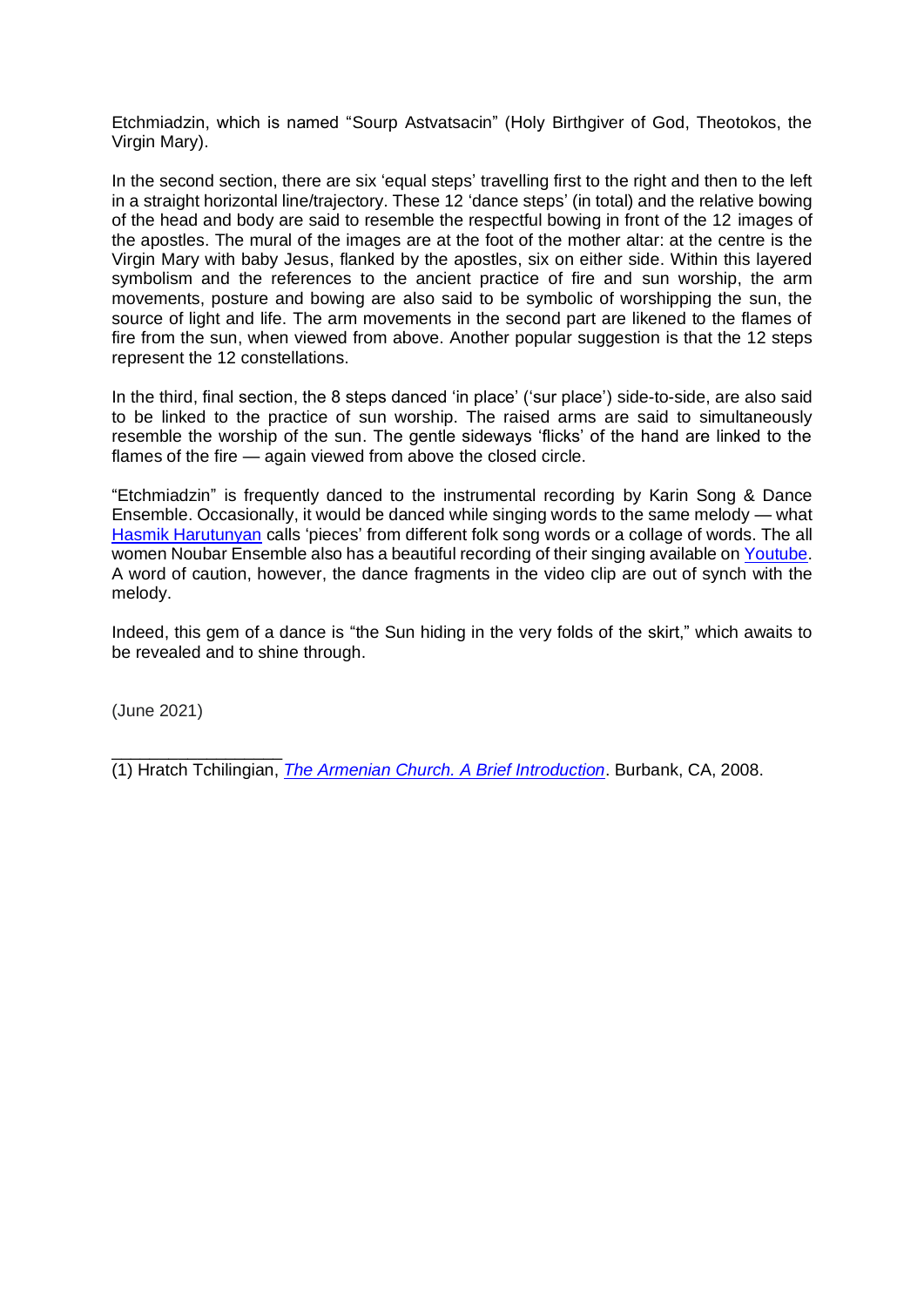Etchmiadzin, which is named "Sourp Astvatsacin" (Holy Birthgiver of God, Theotokos, the Virgin Mary).

In the second section, there are six 'equal steps' travelling first to the right and then to the left in a straight horizontal line/trajectory. These 12 'dance steps' (in total) and the relative bowing of the head and body are said to resemble the respectful bowing in front of the 12 images of the apostles. The mural of the images are at the foot of the mother altar: at the centre is the Virgin Mary with baby Jesus, flanked by the apostles, six on either side. Within this layered symbolism and the references to the ancient practice of fire and sun worship, the arm movements, posture and bowing are also said to be symbolic of worshipping the sun, the source of light and life. The arm movements in the second part are likened to the flames of fire from the sun, when viewed from above. Another popular suggestion is that the 12 steps represent the 12 constellations.

In the third, final section, the 8 steps danced 'in place' ('sur place') side-to-side, are also said to be linked to the practice of sun worship. The raised arms are said to simultaneously resemble the worship of the sun. The gentle sideways 'flicks' of the hand are linked to the flames of the fire — again viewed from above the closed circle.

"Etchmiadzin" is frequently danced to the instrumental recording by Karin Song & Dance Ensemble. Occasionally, it would be danced while singing words to the same melody — what Hasmik Harutunyan calls 'pieces' from different folk song words or a collage of words. The all women Noubar Ensemble also has a beautiful recording of their singing available on Youtube. A word of caution, however, the dance fragments in the video clip are out of synch with the melody.

Indeed, this gem of a dance is "the Sun hiding in the very folds of the skirt," which awaits to be revealed and to shine through.

(June 2021)

---

(1) Hratch Tchilingian, *The Armenian Church. A Brief Introduction*. Burbank, CA, 2008.